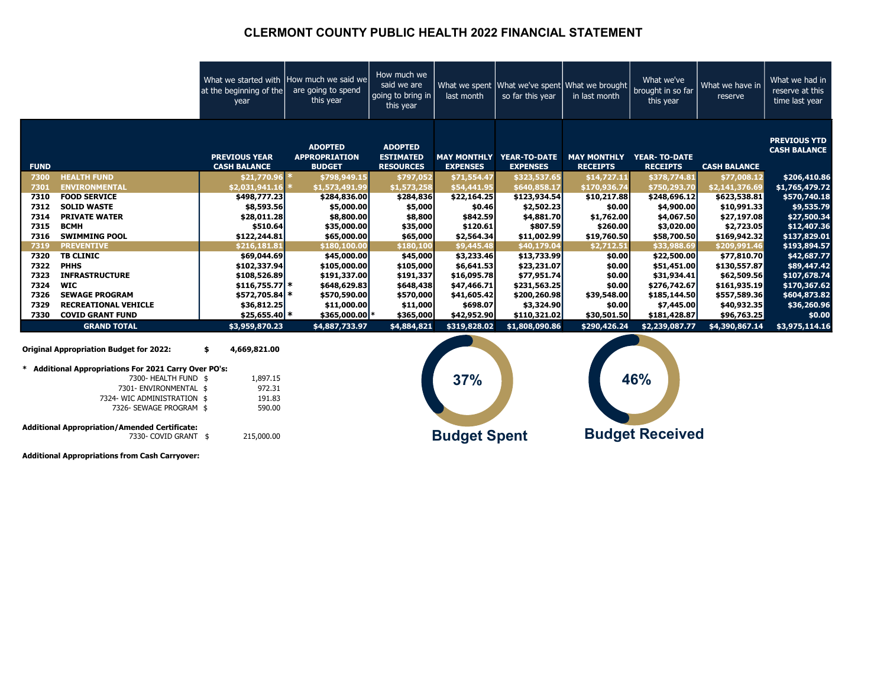# CLERMONT COUNTY PUBLIC HEALTH 2022 FINANCIAL STATEMENT

| | | What we started with at the beginning of the year | How much we said we are going to spend this year | How much we said we are going to bring in this year | What we spent last month | What we've spent so far this year | What we brought in last month | What we've brought in so far this year | What we have in reserve | What we had in reserve at this time last year |
|---|---|---|---|---|---|---|---|---|---|---|
| **FUND** | | **PREVIOUS YEAR CASH BALANCE** | **ADOPTED APPROPRIATION BUDGET** | **ADOPTED ESTIMATED RESOURCES** | **MAY MONTHLY EXPENSES** | **YEAR-TO-DATE EXPENSES** | **MAY MONTHLY RECEIPTS** | **YEAR- TO-DATE RECEIPTS** | **CASH BALANCE** | **PREVIOUS YTD CASH BALANCE** |
| 7300 | HEALTH FUND | $21,770.96 * | $798,949.15 | $797,052 | $71,554.47 | $323,537.65 | $14,727.11 | $378,774.81 | $77,008.12 | $206,410.86 |
| 7301 | ENVIRONMENTAL | $2,031,941.16 * | $1,573,491.99 | $1,573,258 | $54,441.95 | $640,858.17 | $170,936.74 | $750,293.70 | $2,141,376.69 | $1,765,479.72 |
| 7310 | FOOD SERVICE | $498,777.23 | $284,836.00 | $284,836 | $22,164.25 | $123,934.54 | $10,217.88 | $248,696.12 | $623,538.81 | $570,740.18 |
| 7312 | SOLID WASTE | $8,593.56 | $5,000.00 | $5,000 | $0.46 | $2,502.23 | $0.00 | $4,900.00 | $10,991.33 | $9,535.79 |
| 7314 | PRIVATE WATER | $28,011.28 | $8,800.00 | $8,800 | $842.59 | $4,881.70 | $1,762.00 | $4,067.50 | $27,197.08 | $27,500.34 |
| 7315 | BCMH | $510.64 | $35,000.00 | $35,000 | $120.61 | $807.59 | $260.00 | $3,020.00 | $2,723.05 | $12,407.36 |
| 7316 | SWIMMING POOL | $122,244.81 | $65,000.00 | $65,000 | $2,564.34 | $11,002.99 | $19,760.50 | $58,700.50 | $169,942.32 | $137,829.01 |
| 7319 | PREVENTIVE | $216,181.81 | $180,100.00 | $180,100 | $9,445.48 | $40,179.04 | $2,712.51 | $33,988.69 | $209,991.46 | $193,894.57 |
| 7320 | TB CLINIC | $69,044.69 | $45,000.00 | $45,000 | $3,233.46 | $13,733.99 | $0.00 | $22,500.00 | $77,810.70 | $42,687.77 |
| 7322 | PHHS | $102,337.94 | $105,000.00 | $105,000 | $6,641.53 | $23,231.07 | $0.00 | $51,451.00 | $130,557.87 | $89,447.42 |
| 7323 | INFRASTRUCTURE | $108,526.89 | $191,337.00 | $191,337 | $16,095.78 | $77,951.74 | $0.00 | $31,934.41 | $62,509.56 | $107,678.74 |
| 7324 | WIC | $116,755.77 * | $648,629.83 | $648,438 | $47,466.71 | $231,563.25 | $0.00 | $276,742.67 | $161,935.19 | $170,367.62 |
| 7326 | SEWAGE PROGRAM | $572,705.84 * | $570,590.00 | $570,000 | $41,605.42 | $200,260.98 | $39,548.00 | $185,144.50 | $557,589.36 | $604,873.82 |
| 7329 | RECREATIONAL VEHICLE | $36,812.25 | $11,000.00 | $11,000 | $698.07 | $3,324.90 | $0.00 | $7,445.00 | $40,932.35 | $36,260.96 |
| 7330 | COVID GRANT FUND | $25,655.40 * | $365,000.00 * | $365,000 | $42,952.90 | $110,321.02 | $30,501.50 | $181,428.87 | $96,763.25 | $0.00 |
| | **GRAND TOTAL** | $3,959,870.23 | $4,887,733.97 | $4,884,821 | $319,828.02 | $1,808,090.86 | $290,426.24 | $2,239,087.77 | $4,390,867.14 | $3,975,114.16 |

**Original Appropriation Budget for 2022:** $ 4,669,821.00

**\* Additional Appropriations For 2021 Carry Over PO's:**

| | |
|---|---|
| 7300- HEALTH FUND $ | 1,897.15 |
| 7301- ENVIRONMENTAL $ | 972.31 |
| 7324- WIC ADMINISTRATION $ | 191.83 |
| 7326- SEWAGE PROGRAM $ | 590.00 |

**Additional Appropriation/Amended Certificate:**

| | |
|---|---|
| 7330- COVID GRANT $ | 215,000.00 |

**Additional Appropriations from Cash Carryover:**

37% **Budget Spent**

46% **Budget Received**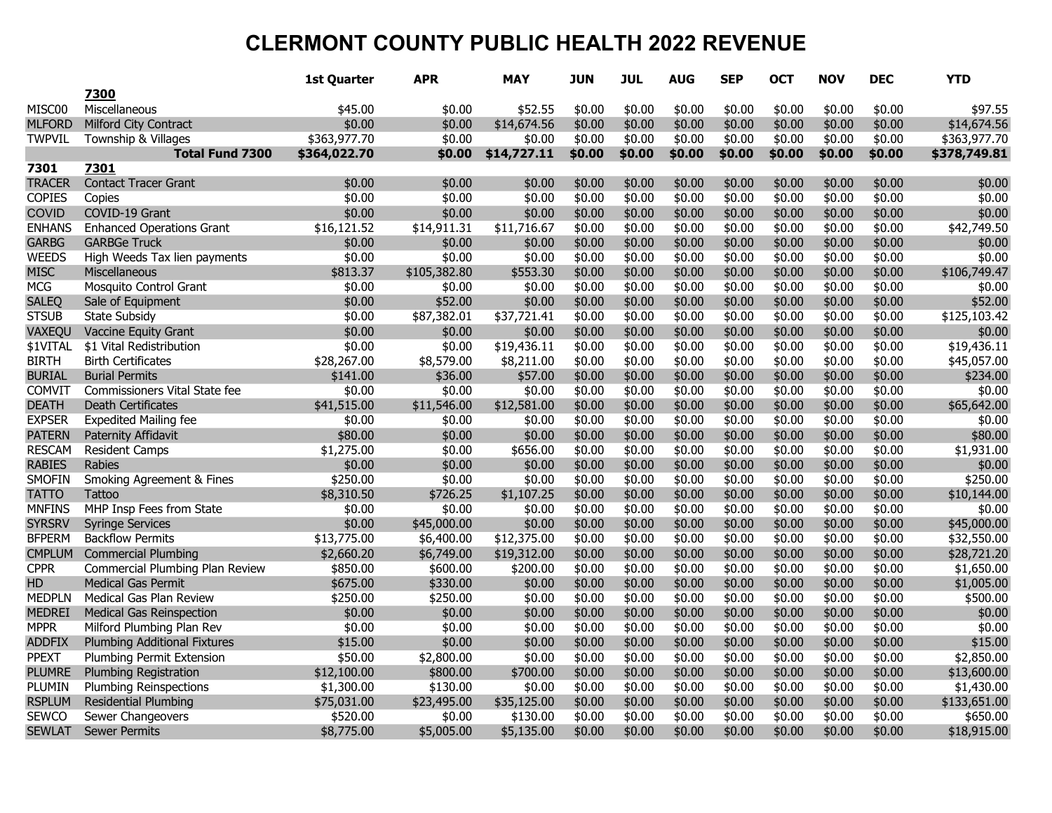# CLERMONT COUNTY PUBLIC HEALTH 2022 REVENUE

| | | 1st Quarter | APR | MAY | JUN | JUL | AUG | SEP | OCT | NOV | DEC | YTD |
|---|---|---|---|---|---|---|---|---|---|---|---|---|
| | **7300** | | | | | | | | | | | |
| MISC00 | Miscellaneous | $45.00 | $0.00 | $52.55 | $0.00 | $0.00 | $0.00 | $0.00 | $0.00 | $0.00 | $0.00 | $97.55 |
| MLFORD | Milford City Contract | $0.00 | $0.00 | $14,674.56 | $0.00 | $0.00 | $0.00 | $0.00 | $0.00 | $0.00 | $0.00 | $14,674.56 |
| TWPVIL | Township & Villages | $363,977.70 | $0.00 | $0.00 | $0.00 | $0.00 | $0.00 | $0.00 | $0.00 | $0.00 | $0.00 | $363,977.70 |
| | **Total Fund 7300** | **$364,022.70** | **$0.00** | **$14,727.11** | **$0.00** | **$0.00** | **$0.00** | **$0.00** | **$0.00** | **$0.00** | **$0.00** | **$378,749.81** |
| **7301** | **7301** | | | | | | | | | | | |
| TRACER | Contact Tracer Grant | $0.00 | $0.00 | $0.00 | $0.00 | $0.00 | $0.00 | $0.00 | $0.00 | $0.00 | $0.00 | $0.00 |
| COPIES | Copies | $0.00 | $0.00 | $0.00 | $0.00 | $0.00 | $0.00 | $0.00 | $0.00 | $0.00 | $0.00 | $0.00 |
| COVID | COVID-19 Grant | $0.00 | $0.00 | $0.00 | $0.00 | $0.00 | $0.00 | $0.00 | $0.00 | $0.00 | $0.00 | $0.00 |
| ENHANS | Enhanced Operations Grant | $16,121.52 | $14,911.31 | $11,716.67 | $0.00 | $0.00 | $0.00 | $0.00 | $0.00 | $0.00 | $0.00 | $42,749.50 |
| GARBG | GARBGe Truck | $0.00 | $0.00 | $0.00 | $0.00 | $0.00 | $0.00 | $0.00 | $0.00 | $0.00 | $0.00 | $0.00 |
| WEEDS | High Weeds Tax lien payments | $0.00 | $0.00 | $0.00 | $0.00 | $0.00 | $0.00 | $0.00 | $0.00 | $0.00 | $0.00 | $0.00 |
| MISC | Miscellaneous | $813.37 | $105,382.80 | $553.30 | $0.00 | $0.00 | $0.00 | $0.00 | $0.00 | $0.00 | $0.00 | $106,749.47 |
| MCG | Mosquito Control Grant | $0.00 | $0.00 | $0.00 | $0.00 | $0.00 | $0.00 | $0.00 | $0.00 | $0.00 | $0.00 | $0.00 |
| SALEQ | Sale of Equipment | $0.00 | $52.00 | $0.00 | $0.00 | $0.00 | $0.00 | $0.00 | $0.00 | $0.00 | $0.00 | $52.00 |
| STSUB | State Subsidy | $0.00 | $87,382.01 | $37,721.41 | $0.00 | $0.00 | $0.00 | $0.00 | $0.00 | $0.00 | $0.00 | $125,103.42 |
| VAXEQU | Vaccine Equity Grant | $0.00 | $0.00 | $0.00 | $0.00 | $0.00 | $0.00 | $0.00 | $0.00 | $0.00 | $0.00 | $0.00 |
| $1VITAL | $1 Vital Redistribution | $0.00 | $0.00 | $19,436.11 | $0.00 | $0.00 | $0.00 | $0.00 | $0.00 | $0.00 | $0.00 | $19,436.11 |
| BIRTH | Birth Certificates | $28,267.00 | $8,579.00 | $8,211.00 | $0.00 | $0.00 | $0.00 | $0.00 | $0.00 | $0.00 | $0.00 | $45,057.00 |
| BURIAL | Burial Permits | $141.00 | $36.00 | $57.00 | $0.00 | $0.00 | $0.00 | $0.00 | $0.00 | $0.00 | $0.00 | $234.00 |
| COMVIT | Commissioners Vital State fee | $0.00 | $0.00 | $0.00 | $0.00 | $0.00 | $0.00 | $0.00 | $0.00 | $0.00 | $0.00 | $0.00 |
| DEATH | Death Certificates | $41,515.00 | $11,546.00 | $12,581.00 | $0.00 | $0.00 | $0.00 | $0.00 | $0.00 | $0.00 | $0.00 | $65,642.00 |
| EXPSER | Expedited Mailing fee | $0.00 | $0.00 | $0.00 | $0.00 | $0.00 | $0.00 | $0.00 | $0.00 | $0.00 | $0.00 | $0.00 |
| PATERN | Paternity Affidavit | $80.00 | $0.00 | $0.00 | $0.00 | $0.00 | $0.00 | $0.00 | $0.00 | $0.00 | $0.00 | $80.00 |
| RESCAM | Resident Camps | $1,275.00 | $0.00 | $656.00 | $0.00 | $0.00 | $0.00 | $0.00 | $0.00 | $0.00 | $0.00 | $1,931.00 |
| RABIES | Rabies | $0.00 | $0.00 | $0.00 | $0.00 | $0.00 | $0.00 | $0.00 | $0.00 | $0.00 | $0.00 | $0.00 |
| SMOFIN | Smoking Agreement & Fines | $250.00 | $0.00 | $0.00 | $0.00 | $0.00 | $0.00 | $0.00 | $0.00 | $0.00 | $0.00 | $250.00 |
| TATTO | Tattoo | $8,310.50 | $726.25 | $1,107.25 | $0.00 | $0.00 | $0.00 | $0.00 | $0.00 | $0.00 | $0.00 | $10,144.00 |
| MNFINS | MHP Insp Fees from State | $0.00 | $0.00 | $0.00 | $0.00 | $0.00 | $0.00 | $0.00 | $0.00 | $0.00 | $0.00 | $0.00 |
| SYRSRV | Syringe Services | $0.00 | $45,000.00 | $0.00 | $0.00 | $0.00 | $0.00 | $0.00 | $0.00 | $0.00 | $0.00 | $45,000.00 |
| BFPERM | Backflow Permits | $13,775.00 | $6,400.00 | $12,375.00 | $0.00 | $0.00 | $0.00 | $0.00 | $0.00 | $0.00 | $0.00 | $32,550.00 |
| CMPLUM | Commercial Plumbing | $2,660.20 | $6,749.00 | $19,312.00 | $0.00 | $0.00 | $0.00 | $0.00 | $0.00 | $0.00 | $0.00 | $28,721.20 |
| CPPR | Commercial Plumbing Plan Review | $850.00 | $600.00 | $200.00 | $0.00 | $0.00 | $0.00 | $0.00 | $0.00 | $0.00 | $0.00 | $1,650.00 |
| HD | Medical Gas Permit | $675.00 | $330.00 | $0.00 | $0.00 | $0.00 | $0.00 | $0.00 | $0.00 | $0.00 | $0.00 | $1,005.00 |
| MEDPLN | Medical Gas Plan Review | $250.00 | $250.00 | $0.00 | $0.00 | $0.00 | $0.00 | $0.00 | $0.00 | $0.00 | $0.00 | $500.00 |
| MEDREI | Medical Gas Reinspection | $0.00 | $0.00 | $0.00 | $0.00 | $0.00 | $0.00 | $0.00 | $0.00 | $0.00 | $0.00 | $0.00 |
| MPPR | Milford Plumbing Plan Rev | $0.00 | $0.00 | $0.00 | $0.00 | $0.00 | $0.00 | $0.00 | $0.00 | $0.00 | $0.00 | $0.00 |
| ADDFIX | Plumbing Additional Fixtures | $15.00 | $0.00 | $0.00 | $0.00 | $0.00 | $0.00 | $0.00 | $0.00 | $0.00 | $0.00 | $15.00 |
| PPEXT | Plumbing Permit Extension | $50.00 | $2,800.00 | $0.00 | $0.00 | $0.00 | $0.00 | $0.00 | $0.00 | $0.00 | $0.00 | $2,850.00 |
| PLUMRE | Plumbing Registration | $12,100.00 | $800.00 | $700.00 | $0.00 | $0.00 | $0.00 | $0.00 | $0.00 | $0.00 | $0.00 | $13,600.00 |
| PLUMIN | Plumbing Reinspections | $1,300.00 | $130.00 | $0.00 | $0.00 | $0.00 | $0.00 | $0.00 | $0.00 | $0.00 | $0.00 | $1,430.00 |
| RSPLUM | Residential Plumbing | $75,031.00 | $23,495.00 | $35,125.00 | $0.00 | $0.00 | $0.00 | $0.00 | $0.00 | $0.00 | $0.00 | $133,651.00 |
| SEWCO | Sewer Changeovers | $520.00 | $0.00 | $130.00 | $0.00 | $0.00 | $0.00 | $0.00 | $0.00 | $0.00 | $0.00 | $650.00 |
| SEWLAT | Sewer Permits | $8,775.00 | $5,005.00 | $5,135.00 | $0.00 | $0.00 | $0.00 | $0.00 | $0.00 | $0.00 | $0.00 | $18,915.00 |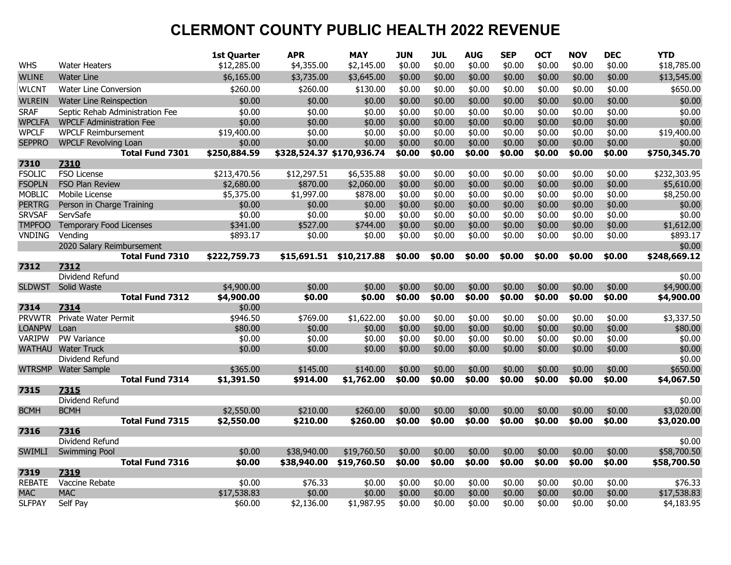# CLERMONT COUNTY PUBLIC HEALTH 2022 REVENUE

| | | 1st Quarter | APR | MAY | JUN | JUL | AUG | SEP | OCT | NOV | DEC | YTD |
|---|---|---|---|---|---|---|---|---|---|---|---|---|
| WHS | Water Heaters | $12,285.00 | $4,355.00 | $2,145.00 | $0.00 | $0.00 | $0.00 | $0.00 | $0.00 | $0.00 | $0.00 | $18,785.00 |
| WLINE | Water Line | $6,165.00 | $3,735.00 | $3,645.00 | $0.00 | $0.00 | $0.00 | $0.00 | $0.00 | $0.00 | $0.00 | $13,545.00 |
| WLCNT | Water Line Conversion | $260.00 | $260.00 | $130.00 | $0.00 | $0.00 | $0.00 | $0.00 | $0.00 | $0.00 | $0.00 | $650.00 |
| WLREIN | Water Line Reinspection | $0.00 | $0.00 | $0.00 | $0.00 | $0.00 | $0.00 | $0.00 | $0.00 | $0.00 | $0.00 | $0.00 |
| SRAF | Septic Rehab Administration Fee | $0.00 | $0.00 | $0.00 | $0.00 | $0.00 | $0.00 | $0.00 | $0.00 | $0.00 | $0.00 | $0.00 |
| WPCLFA | WPCLF Administration Fee | $0.00 | $0.00 | $0.00 | $0.00 | $0.00 | $0.00 | $0.00 | $0.00 | $0.00 | $0.00 | $0.00 |
| WPCLF | WPCLF Reimbursement | $19,400.00 | $0.00 | $0.00 | $0.00 | $0.00 | $0.00 | $0.00 | $0.00 | $0.00 | $0.00 | $19,400.00 |
| SEPPRO | WPCLF Revolving Loan | $0.00 | $0.00 | $0.00 | $0.00 | $0.00 | $0.00 | $0.00 | $0.00 | $0.00 | $0.00 | $0.00 |
| | **Total Fund 7301** | **$250,884.59** | **$328,524.37** | **$170,936.74** | **$0.00** | **$0.00** | **$0.00** | **$0.00** | **$0.00** | **$0.00** | **$0.00** | **$750,345.70** |
| **7310** | **7310** | | | | | | | | | | | |
| FSOLIC | FSO License | $213,470.56 | $12,297.51 | $6,535.88 | $0.00 | $0.00 | $0.00 | $0.00 | $0.00 | $0.00 | $0.00 | $232,303.95 |
| FSOPLN | FSO Plan Review | $2,680.00 | $870.00 | $2,060.00 | $0.00 | $0.00 | $0.00 | $0.00 | $0.00 | $0.00 | $0.00 | $5,610.00 |
| MOBLIC | Mobile License | $5,375.00 | $1,997.00 | $878.00 | $0.00 | $0.00 | $0.00 | $0.00 | $0.00 | $0.00 | $0.00 | $8,250.00 |
| PERTRG | Person in Charge Training | $0.00 | $0.00 | $0.00 | $0.00 | $0.00 | $0.00 | $0.00 | $0.00 | $0.00 | $0.00 | $0.00 |
| SRVSAF | ServSafe | $0.00 | $0.00 | $0.00 | $0.00 | $0.00 | $0.00 | $0.00 | $0.00 | $0.00 | $0.00 | $0.00 |
| TMPFOO | Temporary Food Licenses | $341.00 | $527.00 | $744.00 | $0.00 | $0.00 | $0.00 | $0.00 | $0.00 | $0.00 | $0.00 | $1,612.00 |
| VNDING | Vending | $893.17 | $0.00 | $0.00 | $0.00 | $0.00 | $0.00 | $0.00 | $0.00 | $0.00 | $0.00 | $893.17 |
| | 2020 Salary Reimbursement | | | | | | | | | | | $0.00 |
| | **Total Fund 7310** | **$222,759.73** | **$15,691.51** | **$10,217.88** | **$0.00** | **$0.00** | **$0.00** | **$0.00** | **$0.00** | **$0.00** | **$0.00** | **$248,669.12** |
| **7312** | **7312** | | | | | | | | | | | |
| | Dividend Refund | | | | | | | | | | | $0.00 |
| SLDWST | Solid Waste | $4,900.00 | $0.00 | $0.00 | $0.00 | $0.00 | $0.00 | $0.00 | $0.00 | $0.00 | $0.00 | $4,900.00 |
| | **Total Fund 7312** | **$4,900.00** | **$0.00** | **$0.00** | **$0.00** | **$0.00** | **$0.00** | **$0.00** | **$0.00** | **$0.00** | **$0.00** | **$4,900.00** |
| **7314** | **7314** | $0.00 | | | | | | | | | | |
| PRVWTR | Private Water Permit | $946.50 | $769.00 | $1,622.00 | $0.00 | $0.00 | $0.00 | $0.00 | $0.00 | $0.00 | $0.00 | $3,337.50 |
| LOANPW | Loan | $80.00 | $0.00 | $0.00 | $0.00 | $0.00 | $0.00 | $0.00 | $0.00 | $0.00 | $0.00 | $80.00 |
| VARIPW | PW Variance | $0.00 | $0.00 | $0.00 | $0.00 | $0.00 | $0.00 | $0.00 | $0.00 | $0.00 | $0.00 | $0.00 |
| WATHAU | Water Truck | $0.00 | $0.00 | $0.00 | $0.00 | $0.00 | $0.00 | $0.00 | $0.00 | $0.00 | $0.00 | $0.00 |
| | Dividend Refund | | | | | | | | | | | $0.00 |
| WTRSMP | Water Sample | $365.00 | $145.00 | $140.00 | $0.00 | $0.00 | $0.00 | $0.00 | $0.00 | $0.00 | $0.00 | $650.00 |
| | **Total Fund 7314** | **$1,391.50** | **$914.00** | **$1,762.00** | **$0.00** | **$0.00** | **$0.00** | **$0.00** | **$0.00** | **$0.00** | **$0.00** | **$4,067.50** |
| **7315** | **7315** | | | | | | | | | | | |
| | Dividend Refund | | | | | | | | | | | $0.00 |
| BCMH | BCMH | $2,550.00 | $210.00 | $260.00 | $0.00 | $0.00 | $0.00 | $0.00 | $0.00 | $0.00 | $0.00 | $3,020.00 |
| | **Total Fund 7315** | **$2,550.00** | **$210.00** | **$260.00** | **$0.00** | **$0.00** | **$0.00** | **$0.00** | **$0.00** | **$0.00** | **$0.00** | **$3,020.00** |
| **7316** | **7316** | | | | | | | | | | | |
| | Dividend Refund | | | | | | | | | | | $0.00 |
| SWIMLI | Swimming Pool | $0.00 | $38,940.00 | $19,760.50 | $0.00 | $0.00 | $0.00 | $0.00 | $0.00 | $0.00 | $0.00 | $58,700.50 |
| | **Total Fund 7316** | **$0.00** | **$38,940.00** | **$19,760.50** | **$0.00** | **$0.00** | **$0.00** | **$0.00** | **$0.00** | **$0.00** | **$0.00** | **$58,700.50** |
| **7319** | **7319** | | | | | | | | | | | |
| REBATE | Vaccine Rebate | $0.00 | $76.33 | $0.00 | $0.00 | $0.00 | $0.00 | $0.00 | $0.00 | $0.00 | $0.00 | $76.33 |
| MAC | MAC | $17,538.83 | $0.00 | $0.00 | $0.00 | $0.00 | $0.00 | $0.00 | $0.00 | $0.00 | $0.00 | $17,538.83 |
| SLFPAY | Self Pay | $60.00 | $2,136.00 | $1,987.95 | $0.00 | $0.00 | $0.00 | $0.00 | $0.00 | $0.00 | $0.00 | $4,183.95 |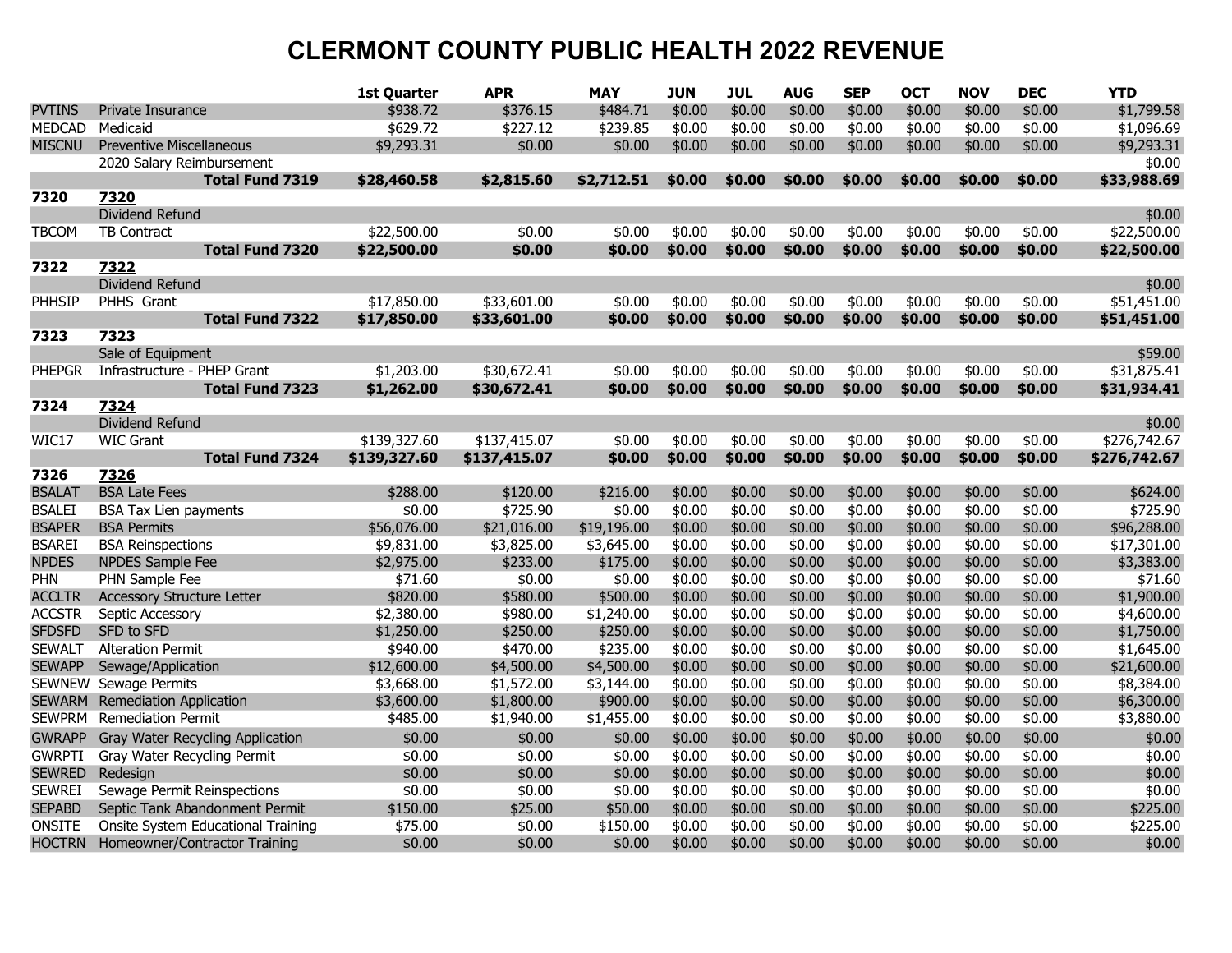# CLERMONT COUNTY PUBLIC HEALTH 2022 REVENUE

| | | 1st Quarter | APR | MAY | JUN | JUL | AUG | SEP | OCT | NOV | DEC | YTD |
|---|---|---|---|---|---|---|---|---|---|---|---|---|
| PVTINS | Private Insurance | $938.72 | $376.15 | $484.71 | $0.00 | $0.00 | $0.00 | $0.00 | $0.00 | $0.00 | $0.00 | $1,799.58 |
| MEDCAD | Medicaid | $629.72 | $227.12 | $239.85 | $0.00 | $0.00 | $0.00 | $0.00 | $0.00 | $0.00 | $0.00 | $1,096.69 |
| MISCNU | Preventive Miscellaneous | $9,293.31 | $0.00 | $0.00 | $0.00 | $0.00 | $0.00 | $0.00 | $0.00 | $0.00 | $0.00 | $9,293.31 |
| | 2020 Salary Reimbursement | | | | | | | | | | | $0.00 |
| | **Total Fund 7319** | **$28,460.58** | **$2,815.60** | **$2,712.51** | **$0.00** | **$0.00** | **$0.00** | **$0.00** | **$0.00** | **$0.00** | **$0.00** | **$33,988.69** |
| **7320** | **7320** | | | | | | | | | | | |
| | Dividend Refund | | | | | | | | | | | $0.00 |
| TBCOM | TB Contract | $22,500.00 | $0.00 | $0.00 | $0.00 | $0.00 | $0.00 | $0.00 | $0.00 | $0.00 | $0.00 | $22,500.00 |
| | **Total Fund 7320** | **$22,500.00** | **$0.00** | **$0.00** | **$0.00** | **$0.00** | **$0.00** | **$0.00** | **$0.00** | **$0.00** | **$0.00** | **$22,500.00** |
| **7322** | **7322** | | | | | | | | | | | |
| | Dividend Refund | | | | | | | | | | | $0.00 |
| PHHSIP | PHHS Grant | $17,850.00 | $33,601.00 | $0.00 | $0.00 | $0.00 | $0.00 | $0.00 | $0.00 | $0.00 | $0.00 | $51,451.00 |
| | **Total Fund 7322** | **$17,850.00** | **$33,601.00** | **$0.00** | **$0.00** | **$0.00** | **$0.00** | **$0.00** | **$0.00** | **$0.00** | **$0.00** | **$51,451.00** |
| **7323** | **7323** | | | | | | | | | | | |
| | Sale of Equipment | | | | | | | | | | | $59.00 |
| PHEPGR | Infrastructure - PHEP Grant | $1,203.00 | $30,672.41 | $0.00 | $0.00 | $0.00 | $0.00 | $0.00 | $0.00 | $0.00 | $0.00 | $31,875.41 |
| | **Total Fund 7323** | **$1,262.00** | **$30,672.41** | **$0.00** | **$0.00** | **$0.00** | **$0.00** | **$0.00** | **$0.00** | **$0.00** | **$0.00** | **$31,934.41** |
| **7324** | **7324** | | | | | | | | | | | |
| | Dividend Refund | | | | | | | | | | | $0.00 |
| WIC17 | WIC Grant | $139,327.60 | $137,415.07 | $0.00 | $0.00 | $0.00 | $0.00 | $0.00 | $0.00 | $0.00 | $0.00 | $276,742.67 |
| | **Total Fund 7324** | **$139,327.60** | **$137,415.07** | **$0.00** | **$0.00** | **$0.00** | **$0.00** | **$0.00** | **$0.00** | **$0.00** | **$0.00** | **$276,742.67** |
| **7326** | **7326** | | | | | | | | | | | |
| BSALAT | BSA Late Fees | $288.00 | $120.00 | $216.00 | $0.00 | $0.00 | $0.00 | $0.00 | $0.00 | $0.00 | $0.00 | $624.00 |
| BSALEI | BSA Tax Lien payments | $0.00 | $725.90 | $0.00 | $0.00 | $0.00 | $0.00 | $0.00 | $0.00 | $0.00 | $0.00 | $725.90 |
| BSAPER | BSA Permits | $56,076.00 | $21,016.00 | $19,196.00 | $0.00 | $0.00 | $0.00 | $0.00 | $0.00 | $0.00 | $0.00 | $96,288.00 |
| BSAREI | BSA Reinspections | $9,831.00 | $3,825.00 | $3,645.00 | $0.00 | $0.00 | $0.00 | $0.00 | $0.00 | $0.00 | $0.00 | $17,301.00 |
| NPDES | NPDES Sample Fee | $2,975.00 | $233.00 | $175.00 | $0.00 | $0.00 | $0.00 | $0.00 | $0.00 | $0.00 | $0.00 | $3,383.00 |
| PHN | PHN Sample Fee | $71.60 | $0.00 | $0.00 | $0.00 | $0.00 | $0.00 | $0.00 | $0.00 | $0.00 | $0.00 | $71.60 |
| ACCLTR | Accessory Structure Letter | $820.00 | $580.00 | $500.00 | $0.00 | $0.00 | $0.00 | $0.00 | $0.00 | $0.00 | $0.00 | $1,900.00 |
| ACCSTR | Septic Accessory | $2,380.00 | $980.00 | $1,240.00 | $0.00 | $0.00 | $0.00 | $0.00 | $0.00 | $0.00 | $0.00 | $4,600.00 |
| SFDSFD | SFD to SFD | $1,250.00 | $250.00 | $250.00 | $0.00 | $0.00 | $0.00 | $0.00 | $0.00 | $0.00 | $0.00 | $1,750.00 |
| SEWALT | Alteration Permit | $940.00 | $470.00 | $235.00 | $0.00 | $0.00 | $0.00 | $0.00 | $0.00 | $0.00 | $0.00 | $1,645.00 |
| SEWAPP | Sewage/Application | $12,600.00 | $4,500.00 | $4,500.00 | $0.00 | $0.00 | $0.00 | $0.00 | $0.00 | $0.00 | $0.00 | $21,600.00 |
| SEWNEW | Sewage Permits | $3,668.00 | $1,572.00 | $3,144.00 | $0.00 | $0.00 | $0.00 | $0.00 | $0.00 | $0.00 | $0.00 | $8,384.00 |
| SEWARM | Remediation Application | $3,600.00 | $1,800.00 | $900.00 | $0.00 | $0.00 | $0.00 | $0.00 | $0.00 | $0.00 | $0.00 | $6,300.00 |
| SEWPRM | Remediation Permit | $485.00 | $1,940.00 | $1,455.00 | $0.00 | $0.00 | $0.00 | $0.00 | $0.00 | $0.00 | $0.00 | $3,880.00 |
| GWRAPP | Gray Water Recycling Application | $0.00 | $0.00 | $0.00 | $0.00 | $0.00 | $0.00 | $0.00 | $0.00 | $0.00 | $0.00 | $0.00 |
| GWRPTI | Gray Water Recycling Permit | $0.00 | $0.00 | $0.00 | $0.00 | $0.00 | $0.00 | $0.00 | $0.00 | $0.00 | $0.00 | $0.00 |
| SEWRED | Redesign | $0.00 | $0.00 | $0.00 | $0.00 | $0.00 | $0.00 | $0.00 | $0.00 | $0.00 | $0.00 | $0.00 |
| SEWREI | Sewage Permit Reinspections | $0.00 | $0.00 | $0.00 | $0.00 | $0.00 | $0.00 | $0.00 | $0.00 | $0.00 | $0.00 | $0.00 |
| SEPABD | Septic Tank Abandonment Permit | $150.00 | $25.00 | $50.00 | $0.00 | $0.00 | $0.00 | $0.00 | $0.00 | $0.00 | $0.00 | $225.00 |
| ONSITE | Onsite System Educational Training | $75.00 | $0.00 | $150.00 | $0.00 | $0.00 | $0.00 | $0.00 | $0.00 | $0.00 | $0.00 | $225.00 |
| HOCTRN | Homeowner/Contractor Training | $0.00 | $0.00 | $0.00 | $0.00 | $0.00 | $0.00 | $0.00 | $0.00 | $0.00 | $0.00 | $0.00 |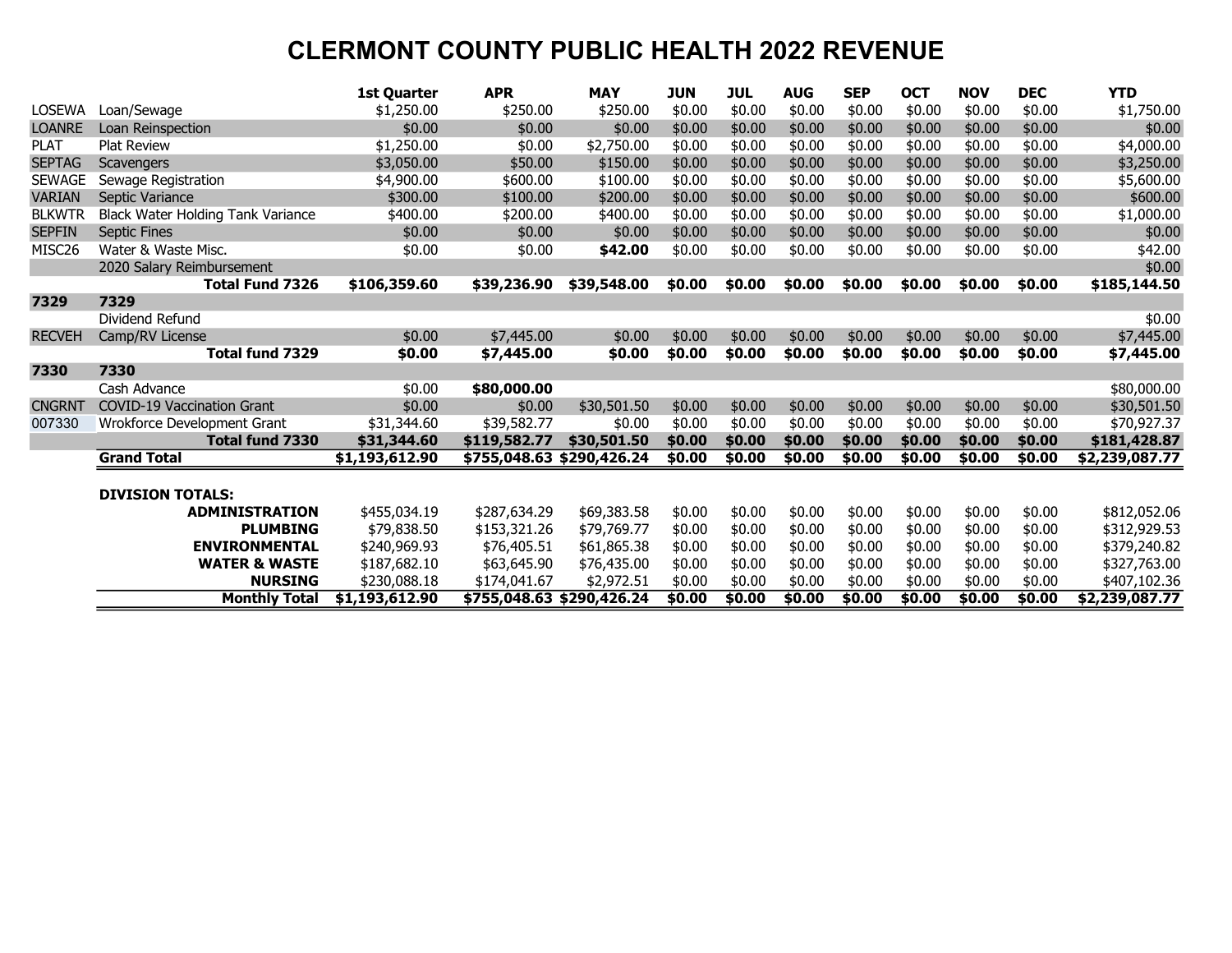# CLERMONT COUNTY PUBLIC HEALTH 2022 REVENUE

| | | 1st Quarter | APR | MAY | JUN | JUL | AUG | SEP | OCT | NOV | DEC | YTD |
|---|---|---|---|---|---|---|---|---|---|---|---|---|
| LOSEWA | Loan/Sewage | $1,250.00 | $250.00 | $250.00 | $0.00 | $0.00 | $0.00 | $0.00 | $0.00 | $0.00 | $0.00 | $1,750.00 |
| LOANRE | Loan Reinspection | $0.00 | $0.00 | $0.00 | $0.00 | $0.00 | $0.00 | $0.00 | $0.00 | $0.00 | $0.00 | $0.00 |
| PLAT | Plat Review | $1,250.00 | $0.00 | $2,750.00 | $0.00 | $0.00 | $0.00 | $0.00 | $0.00 | $0.00 | $0.00 | $4,000.00 |
| SEPTAG | Scavengers | $3,050.00 | $50.00 | $150.00 | $0.00 | $0.00 | $0.00 | $0.00 | $0.00 | $0.00 | $0.00 | $3,250.00 |
| SEWAGE | Sewage Registration | $4,900.00 | $600.00 | $100.00 | $0.00 | $0.00 | $0.00 | $0.00 | $0.00 | $0.00 | $0.00 | $5,600.00 |
| VARIAN | Septic Variance | $300.00 | $100.00 | $200.00 | $0.00 | $0.00 | $0.00 | $0.00 | $0.00 | $0.00 | $0.00 | $600.00 |
| BLKWTR | Black Water Holding Tank Variance | $400.00 | $200.00 | $400.00 | $0.00 | $0.00 | $0.00 | $0.00 | $0.00 | $0.00 | $0.00 | $1,000.00 |
| SEPFIN | Septic Fines | $0.00 | $0.00 | $0.00 | $0.00 | $0.00 | $0.00 | $0.00 | $0.00 | $0.00 | $0.00 | $0.00 |
| MISC26 | Water & Waste Misc. | $0.00 | $0.00 | **$42.00** | $0.00 | $0.00 | $0.00 | $0.00 | $0.00 | $0.00 | $0.00 | $42.00 |
| | 2020 Salary Reimbursement | | | | | | | | | | | $0.00 |
| | **Total Fund 7326** | **$106,359.60** | **$39,236.90** | **$39,548.00** | **$0.00** | **$0.00** | **$0.00** | **$0.00** | **$0.00** | **$0.00** | **$0.00** | **$185,144.50** |
| **7329** | **7329** | | | | | | | | | | | |
| | Dividend Refund | | | | | | | | | | | $0.00 |
| RECVEH | Camp/RV License | $0.00 | $7,445.00 | $0.00 | $0.00 | $0.00 | $0.00 | $0.00 | $0.00 | $0.00 | $0.00 | $7,445.00 |
| | **Total fund 7329** | **$0.00** | **$7,445.00** | **$0.00** | **$0.00** | **$0.00** | **$0.00** | **$0.00** | **$0.00** | **$0.00** | **$0.00** | **$7,445.00** |
| **7330** | **7330** | | | | | | | | | | | |
| | Cash Advance | $0.00 | **$80,000.00** | | | | | | | | | $80,000.00 |
| CNGRNT | COVID-19 Vaccination Grant | $0.00 | $0.00 | $30,501.50 | $0.00 | $0.00 | $0.00 | $0.00 | $0.00 | $0.00 | $0.00 | $30,501.50 |
| 007330 | Wrokforce Development Grant | $31,344.60 | $39,582.77 | $0.00 | $0.00 | $0.00 | $0.00 | $0.00 | $0.00 | $0.00 | $0.00 | $70,927.37 |
| | **Total fund 7330** | **$31,344.60** | **$119,582.77** | **$30,501.50** | **$0.00** | **$0.00** | **$0.00** | **$0.00** | **$0.00** | **$0.00** | **$0.00** | **$181,428.87** |
| | **Grand Total** | **$1,193,612.90** | **$755,048.63** | **$290,426.24** | **$0.00** | **$0.00** | **$0.00** | **$0.00** | **$0.00** | **$0.00** | **$0.00** | **$2,239,087.77** |
| | | | | | | | | | | | | |
| | **DIVISION TOTALS:** | | | | | | | | | | | |
| | **ADMINISTRATION** | $455,034.19 | $287,634.29 | $69,383.58 | $0.00 | $0.00 | $0.00 | $0.00 | $0.00 | $0.00 | $0.00 | $812,052.06 |
| | **PLUMBING** | $79,838.50 | $153,321.26 | $79,769.77 | $0.00 | $0.00 | $0.00 | $0.00 | $0.00 | $0.00 | $0.00 | $312,929.53 |
| | **ENVIRONMENTAL** | $240,969.93 | $76,405.51 | $61,865.38 | $0.00 | $0.00 | $0.00 | $0.00 | $0.00 | $0.00 | $0.00 | $379,240.82 |
| | **WATER & WASTE** | $187,682.10 | $63,645.90 | $76,435.00 | $0.00 | $0.00 | $0.00 | $0.00 | $0.00 | $0.00 | $0.00 | $327,763.00 |
| | **NURSING** | $230,088.18 | $174,041.67 | $2,972.51 | $0.00 | $0.00 | $0.00 | $0.00 | $0.00 | $0.00 | $0.00 | $407,102.36 |
| | **Monthly Total** | **$1,193,612.90** | **$755,048.63** | **$290,426.24** | **$0.00** | **$0.00** | **$0.00** | **$0.00** | **$0.00** | **$0.00** | **$0.00** | **$2,239,087.77** |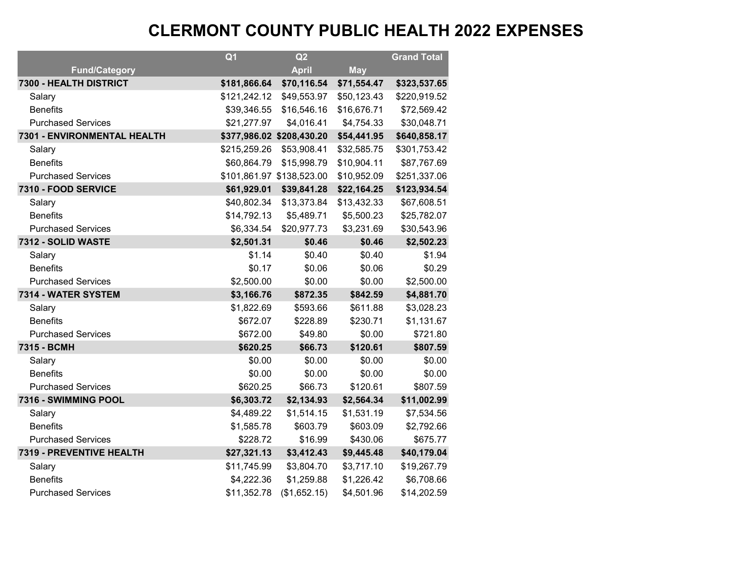# CLERMONT COUNTY PUBLIC HEALTH 2022 EXPENSES

| | Q1 | Q2 | | Grand Total |
|---|---|---|---|---|
| **Fund/Category** | | **April** | **May** | |
| **7300 - HEALTH DISTRICT** | **$181,866.64** | **$70,116.54** | **$71,554.47** | **$323,537.65** |
| Salary | $121,242.12 | $49,553.97 | $50,123.43 | $220,919.52 |
| Benefits | $39,346.55 | $16,546.16 | $16,676.71 | $72,569.42 |
| Purchased Services | $21,277.97 | $4,016.41 | $4,754.33 | $30,048.71 |
| **7301 - ENVIRONMENTAL HEALTH** | **$377,986.02** | **$208,430.20** | **$54,441.95** | **$640,858.17** |
| Salary | $215,259.26 | $53,908.41 | $32,585.75 | $301,753.42 |
| Benefits | $60,864.79 | $15,998.79 | $10,904.11 | $87,767.69 |
| Purchased Services | $101,861.97 | $138,523.00 | $10,952.09 | $251,337.06 |
| **7310 - FOOD SERVICE** | **$61,929.01** | **$39,841.28** | **$22,164.25** | **$123,934.54** |
| Salary | $40,802.34 | $13,373.84 | $13,432.33 | $67,608.51 |
| Benefits | $14,792.13 | $5,489.71 | $5,500.23 | $25,782.07 |
| Purchased Services | $6,334.54 | $20,977.73 | $3,231.69 | $30,543.96 |
| **7312 - SOLID WASTE** | **$2,501.31** | **$0.46** | **$0.46** | **$2,502.23** |
| Salary | $1.14 | $0.40 | $0.40 | $1.94 |
| Benefits | $0.17 | $0.06 | $0.06 | $0.29 |
| Purchased Services | $2,500.00 | $0.00 | $0.00 | $2,500.00 |
| **7314 - WATER SYSTEM** | **$3,166.76** | **$872.35** | **$842.59** | **$4,881.70** |
| Salary | $1,822.69 | $593.66 | $611.88 | $3,028.23 |
| Benefits | $672.07 | $228.89 | $230.71 | $1,131.67 |
| Purchased Services | $672.00 | $49.80 | $0.00 | $721.80 |
| **7315 - BCMH** | **$620.25** | **$66.73** | **$120.61** | **$807.59** |
| Salary | $0.00 | $0.00 | $0.00 | $0.00 |
| Benefits | $0.00 | $0.00 | $0.00 | $0.00 |
| Purchased Services | $620.25 | $66.73 | $120.61 | $807.59 |
| **7316 - SWIMMING POOL** | **$6,303.72** | **$2,134.93** | **$2,564.34** | **$11,002.99** |
| Salary | $4,489.22 | $1,514.15 | $1,531.19 | $7,534.56 |
| Benefits | $1,585.78 | $603.79 | $603.09 | $2,792.66 |
| Purchased Services | $228.72 | $16.99 | $430.06 | $675.77 |
| **7319 - PREVENTIVE HEALTH** | **$27,321.13** | **$3,412.43** | **$9,445.48** | **$40,179.04** |
| Salary | $11,745.99 | $3,804.70 | $3,717.10 | $19,267.79 |
| Benefits | $4,222.36 | $1,259.88 | $1,226.42 | $6,708.66 |
| Purchased Services | $11,352.78 | ($1,652.15) | $4,501.96 | $14,202.59 |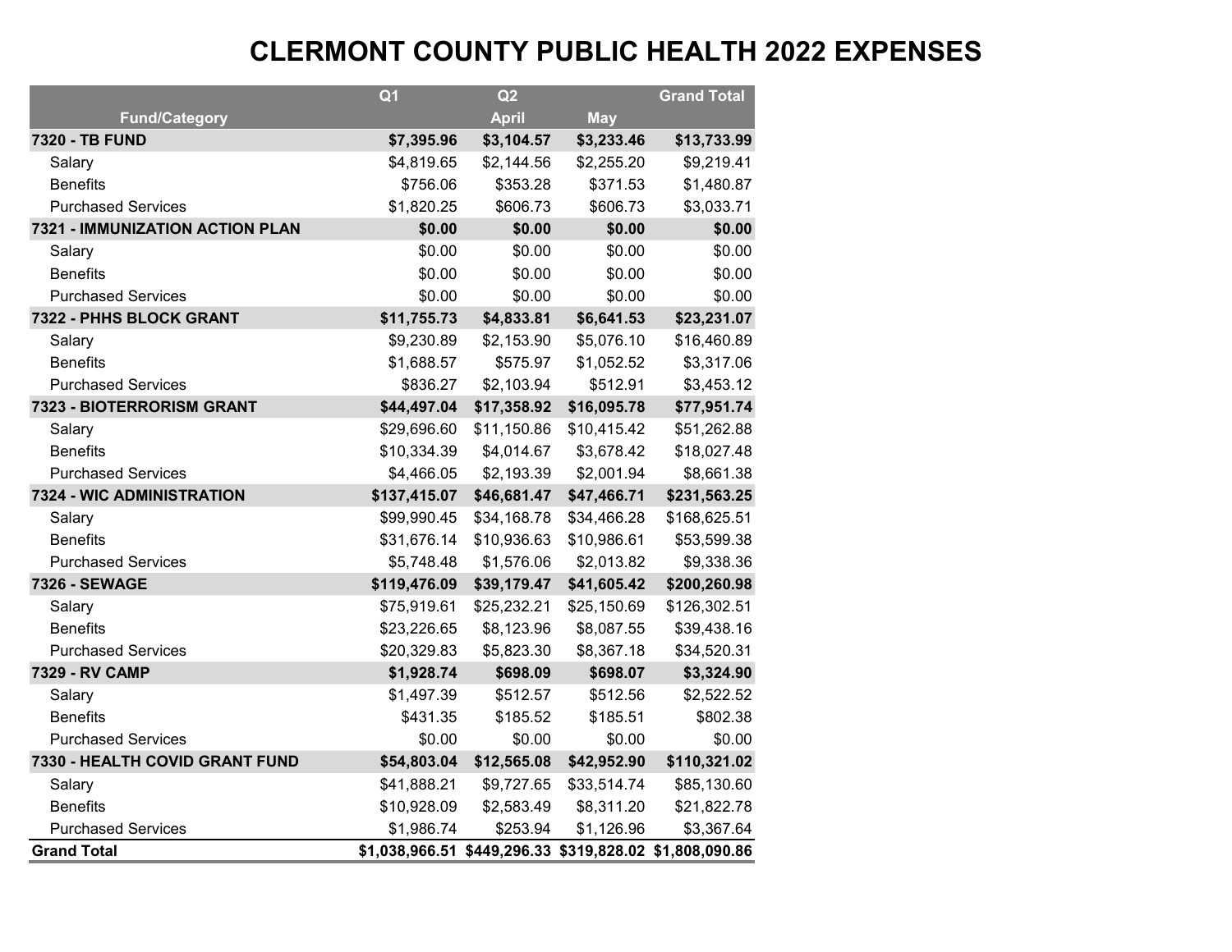# CLERMONT COUNTY PUBLIC HEALTH 2022 EXPENSES

| | Q1 | Q2 | | Grand Total |
|---|---|---|---|---|
| Fund/Category | | April | May | |
| **7320 - TB FUND** | **$7,395.96** | **$3,104.57** | **$3,233.46** | **$13,733.99** |
| Salary | $4,819.65 | $2,144.56 | $2,255.20 | $9,219.41 |
| Benefits | $756.06 | $353.28 | $371.53 | $1,480.87 |
| Purchased Services | $1,820.25 | $606.73 | $606.73 | $3,033.71 |
| **7321 - IMMUNIZATION ACTION PLAN** | **$0.00** | **$0.00** | **$0.00** | **$0.00** |
| Salary | $0.00 | $0.00 | $0.00 | $0.00 |
| Benefits | $0.00 | $0.00 | $0.00 | $0.00 |
| Purchased Services | $0.00 | $0.00 | $0.00 | $0.00 |
| **7322 - PHHS BLOCK GRANT** | **$11,755.73** | **$4,833.81** | **$6,641.53** | **$23,231.07** |
| Salary | $9,230.89 | $2,153.90 | $5,076.10 | $16,460.89 |
| Benefits | $1,688.57 | $575.97 | $1,052.52 | $3,317.06 |
| Purchased Services | $836.27 | $2,103.94 | $512.91 | $3,453.12 |
| **7323 - BIOTERRORISM GRANT** | **$44,497.04** | **$17,358.92** | **$16,095.78** | **$77,951.74** |
| Salary | $29,696.60 | $11,150.86 | $10,415.42 | $51,262.88 |
| Benefits | $10,334.39 | $4,014.67 | $3,678.42 | $18,027.48 |
| Purchased Services | $4,466.05 | $2,193.39 | $2,001.94 | $8,661.38 |
| **7324 - WIC ADMINISTRATION** | **$137,415.07** | **$46,681.47** | **$47,466.71** | **$231,563.25** |
| Salary | $99,990.45 | $34,168.78 | $34,466.28 | $168,625.51 |
| Benefits | $31,676.14 | $10,936.63 | $10,986.61 | $53,599.38 |
| Purchased Services | $5,748.48 | $1,576.06 | $2,013.82 | $9,338.36 |
| **7326 - SEWAGE** | **$119,476.09** | **$39,179.47** | **$41,605.42** | **$200,260.98** |
| Salary | $75,919.61 | $25,232.21 | $25,150.69 | $126,302.51 |
| Benefits | $23,226.65 | $8,123.96 | $8,087.55 | $39,438.16 |
| Purchased Services | $20,329.83 | $5,823.30 | $8,367.18 | $34,520.31 |
| **7329 - RV CAMP** | **$1,928.74** | **$698.09** | **$698.07** | **$3,324.90** |
| Salary | $1,497.39 | $512.57 | $512.56 | $2,522.52 |
| Benefits | $431.35 | $185.52 | $185.51 | $802.38 |
| Purchased Services | $0.00 | $0.00 | $0.00 | $0.00 |
| **7330 - HEALTH COVID GRANT FUND** | **$54,803.04** | **$12,565.08** | **$42,952.90** | **$110,321.02** |
| Salary | $41,888.21 | $9,727.65 | $33,514.74 | $85,130.60 |
| Benefits | $10,928.09 | $2,583.49 | $8,311.20 | $21,822.78 |
| Purchased Services | $1,986.74 | $253.94 | $1,126.96 | $3,367.64 |
| **Grand Total** | **$1,038,966.51** | **$449,296.33** | **$319,828.02** | **$1,808,090.86** |